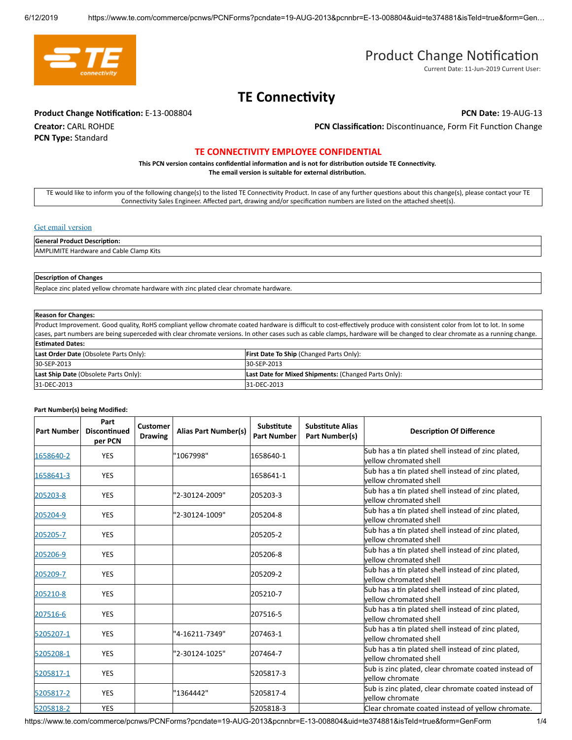# Product Change Notification

Current Date: 11-Jun-2019 Current User:

## TE Connectivity

**Product Change Notification:** E-13-008804

**PCN Date:** 19-AUG-13

**Creator:** CARL ROHDE

**PCN Classification:** Discontinuance, Form Fit Function Change

**PCN Type:** Standard

**TE CONNECTIVITY EMPLOYEE CONFIDENTIAL**

**This PCN version contains confidential information and is not for distribution outside TE Connectivity.**
**The email version is suitable for external distribution.**

TE would like to inform you of the following change(s) to the listed TE Connectivity Product. In case of any further questions about this change(s), please contact your TE Connectivity Sales Engineer. Affected part, drawing and/or specification numbers are listed on the attached sheet(s).

Get email version

| **General Product Description:** |
|---|
| AMPLIMITE Hardware and Cable Clamp Kits |

| **Description of Changes** |
|---|
| Replace zinc plated yellow chromate hardware with zinc plated clear chromate hardware. |

| **Reason for Changes:** | |
|---|---|
| Product Improvement. Good quality, RoHS compliant yellow chromate coated hardware is difficult to cost-effectively produce with consistent color from lot to lot. In some cases, part numbers are being superceded with clear chromate versions. In other cases such as cable clamps, hardware will be changed to clear chromate as a running change. | |
| **Estimated Dates:** | |
| **Last Order Date** (Obsolete Parts Only): | **First Date To Ship** (Changed Parts Only): |
| 30-SEP-2013 | 30-SEP-2013 |
| **Last Ship Date** (Obsolete Parts Only): | **Last Date for Mixed Shipments:** (Changed Parts Only): |
| 31-DEC-2013 | 31-DEC-2013 |

**Part Number(s) being Modified:**

| Part Number | Part Discontinued per PCN | Customer Drawing | Alias Part Number(s) | Substitute Part Number | Substitute Alias Part Number(s) | Description Of Difference |
|---|---|---|---|---|---|---|
| 1658640-2 | YES | | "1067998" | 1658640-1 | | Sub has a tin plated shell instead of zinc plated, yellow chromated shell |
| 1658641-3 | YES | | | 1658641-1 | | Sub has a tin plated shell instead of zinc plated, yellow chromated shell |
| 205203-8 | YES | | "2-30124-2009" | 205203-3 | | Sub has a tin plated shell instead of zinc plated, yellow chromated shell |
| 205204-9 | YES | | "2-30124-1009" | 205204-8 | | Sub has a tin plated shell instead of zinc plated, yellow chromated shell |
| 205205-7 | YES | | | 205205-2 | | Sub has a tin plated shell instead of zinc plated, yellow chromated shell |
| 205206-9 | YES | | | 205206-8 | | Sub has a tin plated shell instead of zinc plated, yellow chromated shell |
| 205209-7 | YES | | | 205209-2 | | Sub has a tin plated shell instead of zinc plated, yellow chromated shell |
| 205210-8 | YES | | | 205210-7 | | Sub has a tin plated shell instead of zinc plated, yellow chromated shell |
| 207516-6 | YES | | | 207516-5 | | Sub has a tin plated shell instead of zinc plated, yellow chromated shell |
| 5205207-1 | YES | | "4-16211-7349" | 207463-1 | | Sub has a tin plated shell instead of zinc plated, yellow chromated shell |
| 5205208-1 | YES | | "2-30124-1025" | 207464-7 | | Sub has a tin plated shell instead of zinc plated, yellow chromated shell |
| 5205817-1 | YES | | | 5205817-3 | | Sub is zinc plated, clear chromate coated instead of yellow chromate |
| 5205817-2 | YES | | "1364442" | 5205817-4 | | Sub is zinc plated, clear chromate coated instead of yellow chromate |
| 5205818-2 | YES | | | 5205818-3 | | Clear chromate coated instead of yellow chromate. |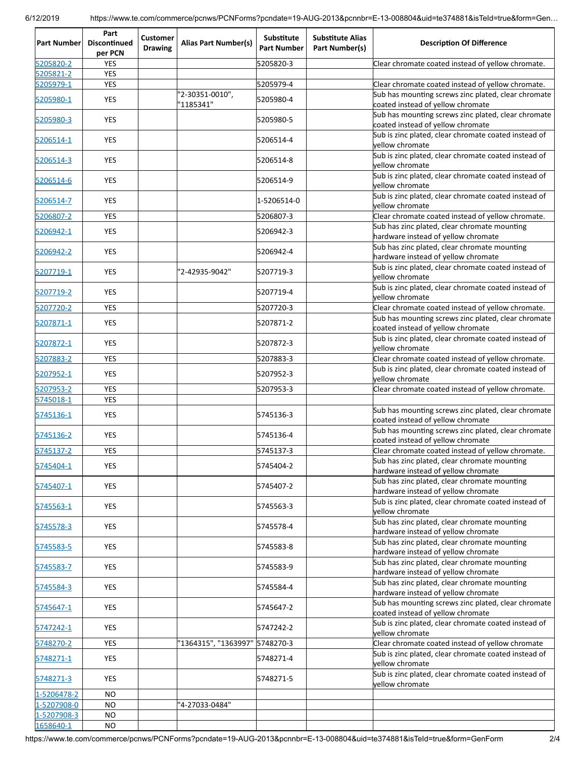| Part Number | Part Discontinued per PCN | Customer Drawing | Alias Part Number(s) | Substitute Part Number | Substitute Alias Part Number(s) | Description Of Difference |
|---|---|---|---|---|---|---|
| 5205820-2 | YES | | | 5205820-3 | | Clear chromate coated instead of yellow chromate. |
| 5205821-2 | YES | | | | | |
| 5205979-1 | YES | | | 5205979-4 | | Clear chromate coated instead of yellow chromate. |
| 5205980-1 | YES | | "2-30351-0010", "1185341" | 5205980-4 | | Sub has mounting screws zinc plated, clear chromate coated instead of yellow chromate |
| 5205980-3 | YES | | | 5205980-5 | | Sub has mounting screws zinc plated, clear chromate coated instead of yellow chromate |
| 5206514-1 | YES | | | 5206514-4 | | Sub is zinc plated, clear chromate coated instead of yellow chromate |
| 5206514-3 | YES | | | 5206514-8 | | Sub is zinc plated, clear chromate coated instead of yellow chromate |
| 5206514-6 | YES | | | 5206514-9 | | Sub is zinc plated, clear chromate coated instead of yellow chromate |
| 5206514-7 | YES | | | 1-5206514-0 | | Sub is zinc plated, clear chromate coated instead of yellow chromate |
| 5206807-2 | YES | | | 5206807-3 | | Clear chromate coated instead of yellow chromate. |
| 5206942-1 | YES | | | 5206942-3 | | Sub has zinc plated, clear chromate mounting hardware instead of yellow chromate |
| 5206942-2 | YES | | | 5206942-4 | | Sub has zinc plated, clear chromate mounting hardware instead of yellow chromate |
| 5207719-1 | YES | | "2-42935-9042" | 5207719-3 | | Sub is zinc plated, clear chromate coated instead of yellow chromate |
| 5207719-2 | YES | | | 5207719-4 | | Sub is zinc plated, clear chromate coated instead of yellow chromate |
| 5207720-2 | YES | | | 5207720-3 | | Clear chromate coated instead of yellow chromate. |
| 5207871-1 | YES | | | 5207871-2 | | Sub has mounting screws zinc plated, clear chromate coated instead of yellow chromate |
| 5207872-1 | YES | | | 5207872-3 | | Sub is zinc plated, clear chromate coated instead of yellow chromate |
| 5207883-2 | YES | | | 5207883-3 | | Clear chromate coated instead of yellow chromate. |
| 5207952-1 | YES | | | 5207952-3 | | Sub is zinc plated, clear chromate coated instead of yellow chromate |
| 5207953-2 | YES | | | 5207953-3 | | Clear chromate coated instead of yellow chromate. |
| 5745018-1 | YES | | | | | |
| 5745136-1 | YES | | | 5745136-3 | | Sub has mounting screws zinc plated, clear chromate coated instead of yellow chromate |
| 5745136-2 | YES | | | 5745136-4 | | Sub has mounting screws zinc plated, clear chromate coated instead of yellow chromate |
| 5745137-2 | YES | | | 5745137-3 | | Clear chromate coated instead of yellow chromate. |
| 5745404-1 | YES | | | 5745404-2 | | Sub has zinc plated, clear chromate mounting hardware instead of yellow chromate |
| 5745407-1 | YES | | | 5745407-2 | | Sub has zinc plated, clear chromate mounting hardware instead of yellow chromate |
| 5745563-1 | YES | | | 5745563-3 | | Sub is zinc plated, clear chromate coated instead of yellow chromate |
| 5745578-3 | YES | | | 5745578-4 | | Sub has zinc plated, clear chromate mounting hardware instead of yellow chromate |
| 5745583-5 | YES | | | 5745583-8 | | Sub has zinc plated, clear chromate mounting hardware instead of yellow chromate |
| 5745583-7 | YES | | | 5745583-9 | | Sub has zinc plated, clear chromate mounting hardware instead of yellow chromate |
| 5745584-3 | YES | | | 5745584-4 | | Sub has zinc plated, clear chromate mounting hardware instead of yellow chromate |
| 5745647-1 | YES | | | 5745647-2 | | Sub has mounting screws zinc plated, clear chromate coated instead of yellow chromate |
| 5747242-1 | YES | | | 5747242-2 | | Sub is zinc plated, clear chromate coated instead of yellow chromate |
| 5748270-2 | YES | | "1364315", "1363997" | 5748270-3 | | Clear chromate coated instead of yellow chromate |
| 5748271-1 | YES | | | 5748271-4 | | Sub is zinc plated, clear chromate coated instead of yellow chromate |
| 5748271-3 | YES | | | 5748271-5 | | Sub is zinc plated, clear chromate coated instead of yellow chromate |
| 1-5206478-2 | NO | | | | | |
| 1-5207908-0 | NO | | "4-27033-0484" | | | |
| 1-5207908-3 | NO | | | | | |
| 1658640-1 | NO | | | | | |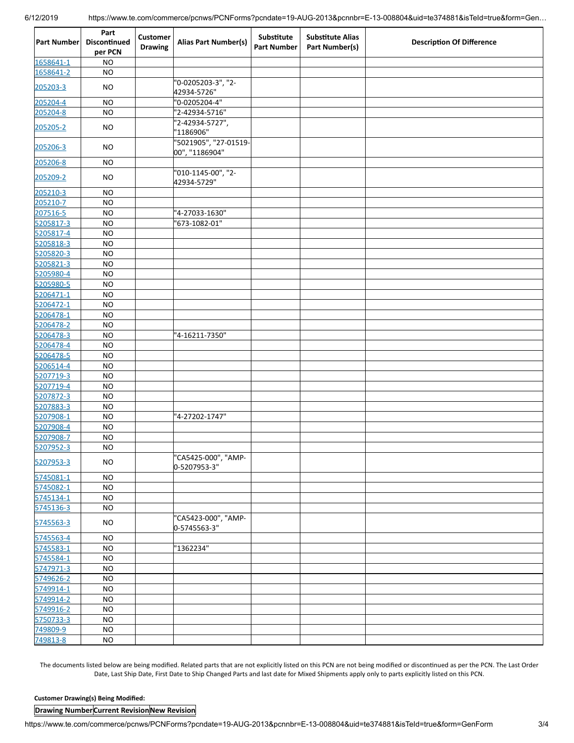| Part Number | Part Discontinued per PCN | Customer Drawing | Alias Part Number(s) | Substitute Part Number | Substitute Alias Part Number(s) | Description Of Difference |
|---|---|---|---|---|---|---|
| 1658641-1 | NO | | | | | |
| 1658641-2 | NO | | | | | |
| 205203-3 | NO | | "0-0205203-3", "2-42934-5726" | | | |
| 205204-4 | NO | | "0-0205204-4" | | | |
| 205204-8 | NO | | "2-42934-5716" | | | |
| 205205-2 | NO | | "2-42934-5727", "1186906" | | | |
| 205206-3 | NO | | "5021905", "27-01519-00", "1186904" | | | |
| 205206-8 | NO | | | | | |
| 205209-2 | NO | | "010-1145-00", "2-42934-5729" | | | |
| 205210-3 | NO | | | | | |
| 205210-7 | NO | | | | | |
| 207516-5 | NO | | "4-27033-1630" | | | |
| 5205817-3 | NO | | "673-1082-01" | | | |
| 5205817-4 | NO | | | | | |
| 5205818-3 | NO | | | | | |
| 5205820-3 | NO | | | | | |
| 5205821-3 | NO | | | | | |
| 5205980-4 | NO | | | | | |
| 5205980-5 | NO | | | | | |
| 5206471-1 | NO | | | | | |
| 5206472-1 | NO | | | | | |
| 5206478-1 | NO | | | | | |
| 5206478-2 | NO | | | | | |
| 5206478-3 | NO | | "4-16211-7350" | | | |
| 5206478-4 | NO | | | | | |
| 5206478-5 | NO | | | | | |
| 5206514-4 | NO | | | | | |
| 5207719-3 | NO | | | | | |
| 5207719-4 | NO | | | | | |
| 5207872-3 | NO | | | | | |
| 5207883-3 | NO | | | | | |
| 5207908-1 | NO | | "4-27202-1747" | | | |
| 5207908-4 | NO | | | | | |
| 5207908-7 | NO | | | | | |
| 5207952-3 | NO | | | | | |
| 5207953-3 | NO | | "CA5425-000", "AMP-0-5207953-3" | | | |
| 5745081-1 | NO | | | | | |
| 5745082-1 | NO | | | | | |
| 5745134-1 | NO | | | | | |
| 5745136-3 | NO | | | | | |
| 5745563-3 | NO | | "CA5423-000", "AMP-0-5745563-3" | | | |
| 5745563-4 | NO | | | | | |
| 5745583-1 | NO | | "1362234" | | | |
| 5745584-1 | NO | | | | | |
| 5747971-3 | NO | | | | | |
| 5749626-2 | NO | | | | | |
| 5749914-1 | NO | | | | | |
| 5749914-2 | NO | | | | | |
| 5749916-2 | NO | | | | | |
| 5750733-3 | NO | | | | | |
| 749809-9 | NO | | | | | |
| 749813-8 | NO | | | | | |

The documents listed below are being modified. Related parts that are not explicitly listed on this PCN are not being modified or discontinued as per the PCN. The Last Order Date, Last Ship Date, First Date to Ship Changed Parts and last date for Mixed Shipments apply only to parts explicitly listed on this PCN.

**Customer Drawing(s) Being Modified:**

| Drawing Number | Current Revision | New Revision |
|---|---|---|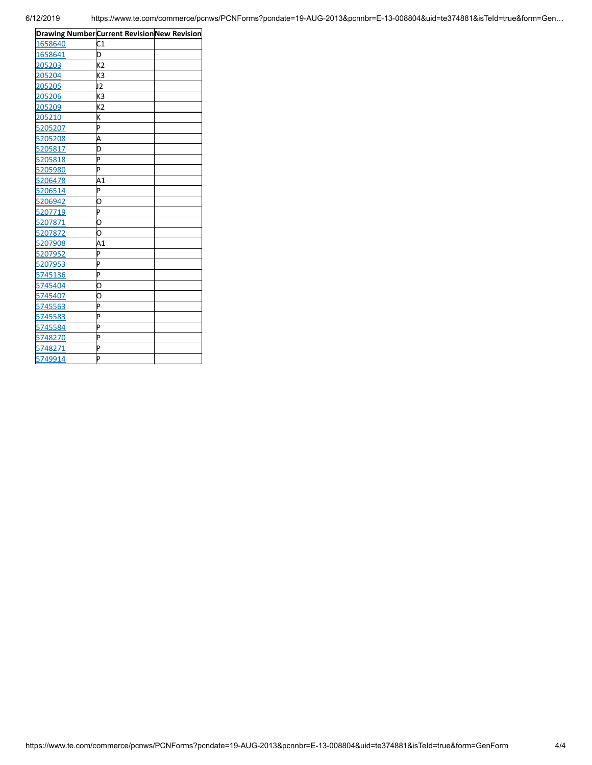| Drawing Number | Current Revision | New Revision |
|---|---|---|
| 1658640 | C1 | |
| 1658641 | D | |
| 205203 | K2 | |
| 205204 | K3 | |
| 205205 | J2 | |
| 205206 | K3 | |
| 205209 | K2 | |
| 205210 | K | |
| 5205207 | P | |
| 5205208 | A | |
| 5205817 | D | |
| 5205818 | P | |
| 5205980 | P | |
| 5206478 | A1 | |
| 5206514 | P | |
| 5206942 | O | |
| 5207719 | P | |
| 5207871 | O | |
| 5207872 | O | |
| 5207908 | A1 | |
| 5207952 | P | |
| 5207953 | P | |
| 5745136 | P | |
| 5745404 | O | |
| 5745407 | O | |
| 5745563 | P | |
| 5745583 | P | |
| 5745584 | P | |
| 5748270 | P | |
| 5748271 | P | |
| 5749914 | P | |